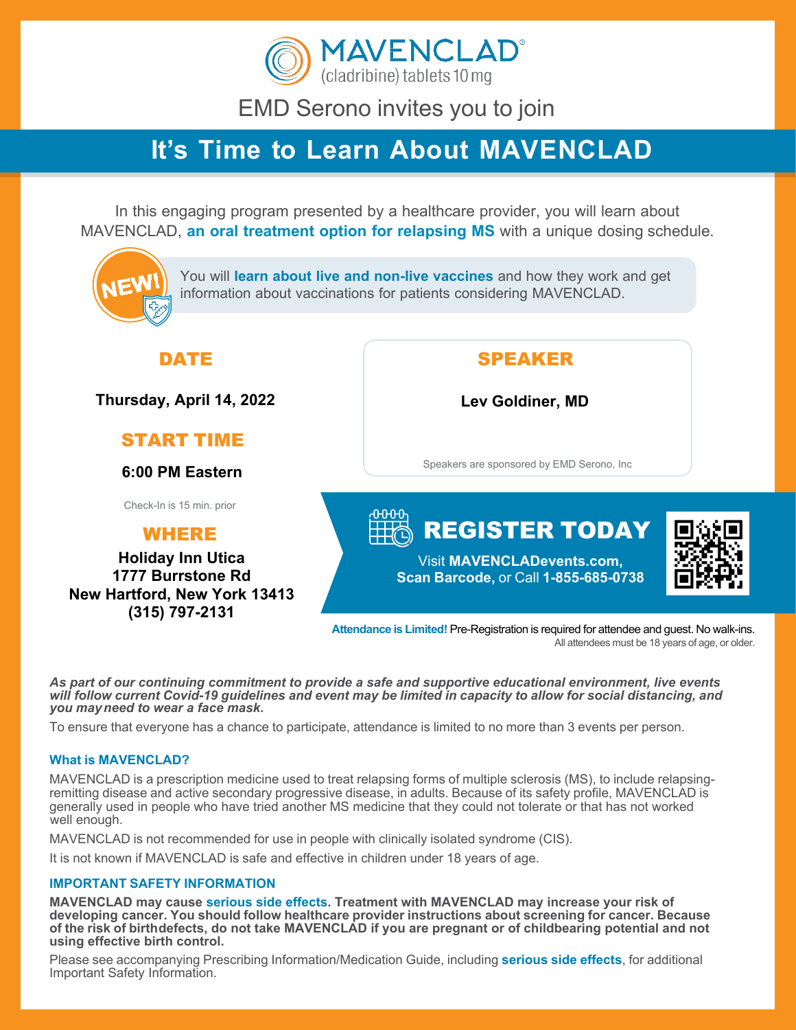# MAVENCLAD®

(cladribine) tablets 10 mg

EMD Serono invites you to join

## It's Time to Learn About MAVENCLAD

In this engaging program presented by a healthcare provider, you will learn about MAVENCLAD, **an oral treatment option for relapsing MS** with a unique dosing schedule.

**NEW!** You will **learn about live and non-live vaccines** and how they work and get information about vaccinations for patients considering MAVENCLAD.

### DATE

**Thursday, April 14, 2022**

### START TIME

**6:00 PM Eastern**

Check-In is 15 min. prior

### WHERE

**Holiday Inn Utica**
**1777 Burrstone Rd**
**New Hartford, New York 13413**
**(315) 797-2131**

### SPEAKER

**Lev Goldiner, MD**

Speakers are sponsored by EMD Serono, Inc

### REGISTER TODAY

Visit **MAVENCLADevents.com**, **Scan Barcode**, or Call **1-855-685-0738**

**Attendance is Limited!** Pre-Registration is required for attendee and guest. No walk-ins.
All attendees must be 18 years of age, or older.

***As part of our continuing commitment to provide a safe and supportive educational environment, live events will follow current Covid-19 guidelines and event may be limited in capacity to allow for social distancing, and you may need to wear a face mask.***

To ensure that everyone has a chance to participate, attendance is limited to no more than 3 events per person.

#### What is MAVENCLAD?

MAVENCLAD is a prescription medicine used to treat relapsing forms of multiple sclerosis (MS), to include relapsing-remitting disease and active secondary progressive disease, in adults. Because of its safety profile, MAVENCLAD is generally used in people who have tried another MS medicine that they could not tolerate or that has not worked well enough.

MAVENCLAD is not recommended for use in people with clinically isolated syndrome (CIS).

It is not known if MAVENCLAD is safe and effective in children under 18 years of age.

#### IMPORTANT SAFETY INFORMATION

**MAVENCLAD may cause serious side effects. Treatment with MAVENCLAD may increase your risk of developing cancer. You should follow healthcare provider instructions about screening for cancer. Because of the risk of birthdefects, do not take MAVENCLAD if you are pregnant or of childbearing potential and not using effective birth control.**

Please see accompanying Prescribing Information/Medication Guide, including **serious side effects**, for additional Important Safety Information.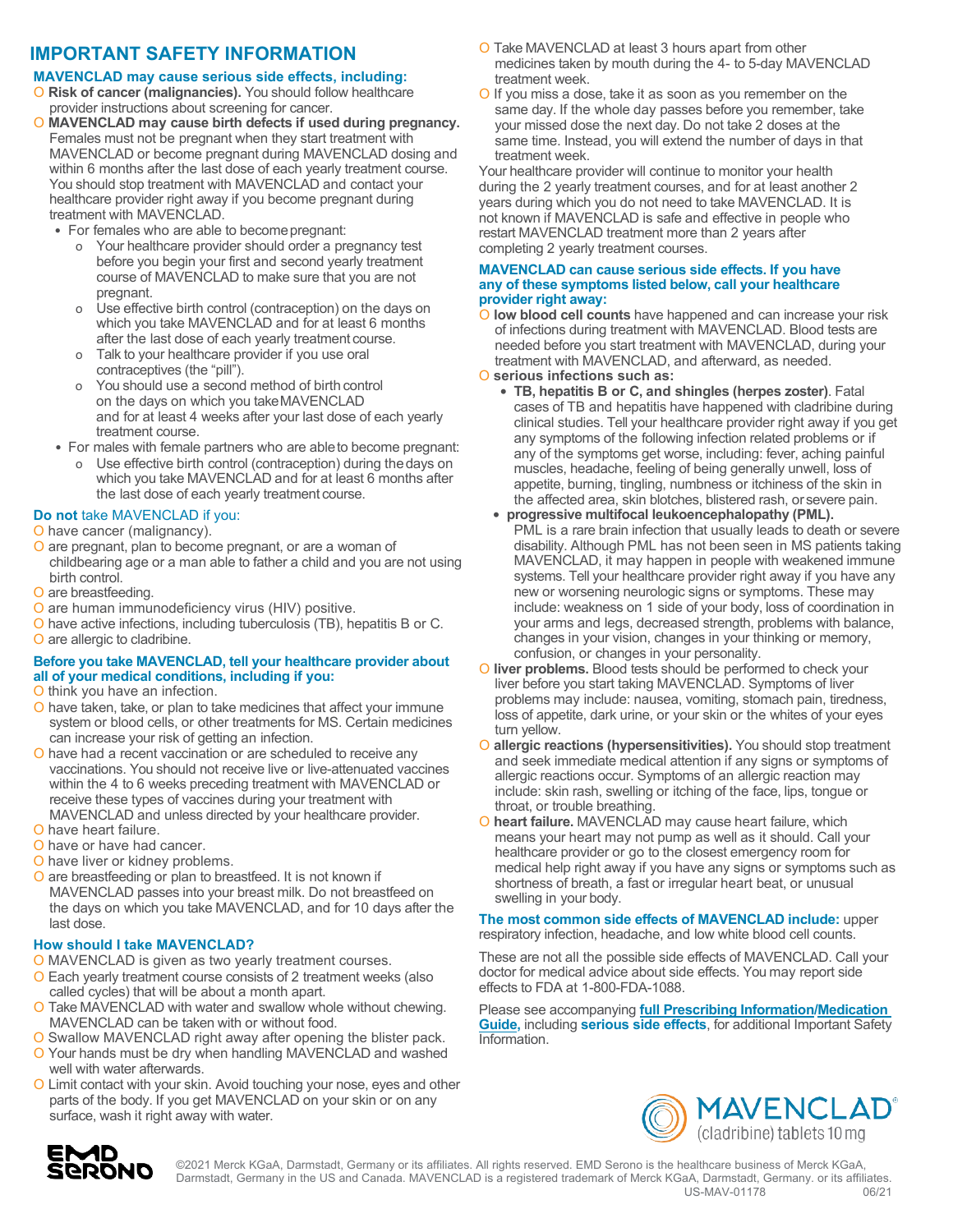## IMPORTANT SAFETY INFORMATION

**MAVENCLAD may cause serious side effects, including:**

- **Risk of cancer (malignancies).** You should follow healthcare provider instructions about screening for cancer.
- **MAVENCLAD may cause birth defects if used during pregnancy.** Females must not be pregnant when they start treatment with MAVENCLAD or become pregnant during MAVENCLAD dosing and within 6 months after the last dose of each yearly treatment course. You should stop treatment with MAVENCLAD and contact your healthcare provider right away if you become pregnant during treatment with MAVENCLAD.
  - For females who are able to become pregnant:
    - Your healthcare provider should order a pregnancy test before you begin your first and second yearly treatment course of MAVENCLAD to make sure that you are not pregnant.
    - Use effective birth control (contraception) on the days on which you take MAVENCLAD and for at least 6 months after the last dose of each yearly treatment course.
    - Talk to your healthcare provider if you use oral contraceptives (the "pill").
    - You should use a second method of birth control on the days on which you take MAVENCLAD and for at least 4 weeks after your last dose of each yearly treatment course.
  - For males with female partners who are able to become pregnant:
    - Use effective birth control (contraception) during the days on which you take MAVENCLAD and for at least 6 months after the last dose of each yearly treatment course.

**Do not** take MAVENCLAD if you:

- have cancer (malignancy).
- are pregnant, plan to become pregnant, or are a woman of childbearing age or a man able to father a child and you are not using birth control.
- are breastfeeding.
- are human immunodeficiency virus (HIV) positive.
- have active infections, including tuberculosis (TB), hepatitis B or C.
- are allergic to cladribine.

**Before you take MAVENCLAD, tell your healthcare provider about all of your medical conditions, including if you:**

- think you have an infection.
- have taken, take, or plan to take medicines that affect your immune system or blood cells, or other treatments for MS. Certain medicines can increase your risk of getting an infection.
- have had a recent vaccination or are scheduled to receive any vaccinations. You should not receive live or live-attenuated vaccines within the 4 to 6 weeks preceding treatment with MAVENCLAD or receive these types of vaccines during your treatment with MAVENCLAD and unless directed by your healthcare provider.
- have heart failure.
- have or have had cancer.
- have liver or kidney problems.
- are breastfeeding or plan to breastfeed. It is not known if MAVENCLAD passes into your breast milk. Do not breastfeed on the days on which you take MAVENCLAD, and for 10 days after the last dose.

**How should I take MAVENCLAD?**

- MAVENCLAD is given as two yearly treatment courses.
- Each yearly treatment course consists of 2 treatment weeks (also called cycles) that will be about a month apart.
- Take MAVENCLAD with water and swallow whole without chewing. MAVENCLAD can be taken with or without food.
- Swallow MAVENCLAD right away after opening the blister pack.
- Your hands must be dry when handling MAVENCLAD and washed well with water afterwards.
- Limit contact with your skin. Avoid touching your nose, eyes and other parts of the body. If you get MAVENCLAD on your skin or on any surface, wash it right away with water.
- Take MAVENCLAD at least 3 hours apart from other medicines taken by mouth during the 4- to 5-day MAVENCLAD treatment week.
- If you miss a dose, take it as soon as you remember on the same day. If the whole day passes before you remember, take your missed dose the next day. Do not take 2 doses at the same time. Instead, you will extend the number of days in that treatment week.

Your healthcare provider will continue to monitor your health during the 2 yearly treatment courses, and for at least another 2 years during which you do not need to take MAVENCLAD. It is not known if MAVENCLAD is safe and effective in people who restart MAVENCLAD treatment more than 2 years after completing 2 yearly treatment courses.

**MAVENCLAD can cause serious side effects. If you have any of these symptoms listed below, call your healthcare provider right away:**

- **low blood cell counts** have happened and can increase your risk of infections during treatment with MAVENCLAD. Blood tests are needed before you start treatment with MAVENCLAD, during your treatment with MAVENCLAD, and afterward, as needed.
- **serious infections such as:**
  - **TB, hepatitis B or C, and shingles (herpes zoster)**. Fatal cases of TB and hepatitis have happened with cladribine during clinical studies. Tell your healthcare provider right away if you get any symptoms of the following infection related problems or if any of the symptoms get worse, including: fever, aching painful muscles, headache, feeling of being generally unwell, loss of appetite, burning, tingling, numbness or itchiness of the skin in the affected area, skin blotches, blistered rash, or severe pain.
  - **progressive multifocal leukoencephalopathy (PML).** PML is a rare brain infection that usually leads to death or severe disability. Although PML has not been seen in MS patients taking MAVENCLAD, it may happen in people with weakened immune systems. Tell your healthcare provider right away if you have any new or worsening neurologic signs or symptoms. These may include: weakness on 1 side of your body, loss of coordination in your arms and legs, decreased strength, problems with balance, changes in your vision, changes in your thinking or memory, confusion, or changes in your personality.
- **liver problems.** Blood tests should be performed to check your liver before you start taking MAVENCLAD. Symptoms of liver problems may include: nausea, vomiting, stomach pain, tiredness, loss of appetite, dark urine, or your skin or the whites of your eyes turn yellow.
- **allergic reactions (hypersensitivities).** You should stop treatment and seek immediate medical attention if any signs or symptoms of allergic reactions occur. Symptoms of an allergic reaction may include: skin rash, swelling or itching of the face, lips, tongue or throat, or trouble breathing.
- **heart failure.** MAVENCLAD may cause heart failure, which means your heart may not pump as well as it should. Call your healthcare provider or go to the closest emergency room for medical help right away if you have any signs or symptoms such as shortness of breath, a fast or irregular heart beat, or unusual swelling in your body.

**The most common side effects of MAVENCLAD include:** upper respiratory infection, headache, and low white blood cell counts.

These are not all the possible side effects of MAVENCLAD. Call your doctor for medical advice about side effects. You may report side effects to FDA at 1-800-FDA-1088.

Please see accompanying **full Prescribing Information/Medication Guide,** including **serious side effects**, for additional Important Safety Information.

MAVENCLAD® (cladribine) tablets 10 mg

EMD SERONO

©2021 Merck KGaA, Darmstadt, Germany or its affiliates. All rights reserved. EMD Serono is the healthcare business of Merck KGaA, Darmstadt, Germany in the US and Canada. MAVENCLAD is a registered trademark of Merck KGaA, Darmstadt, Germany. or its affiliates. US-MAV-01178 06/21